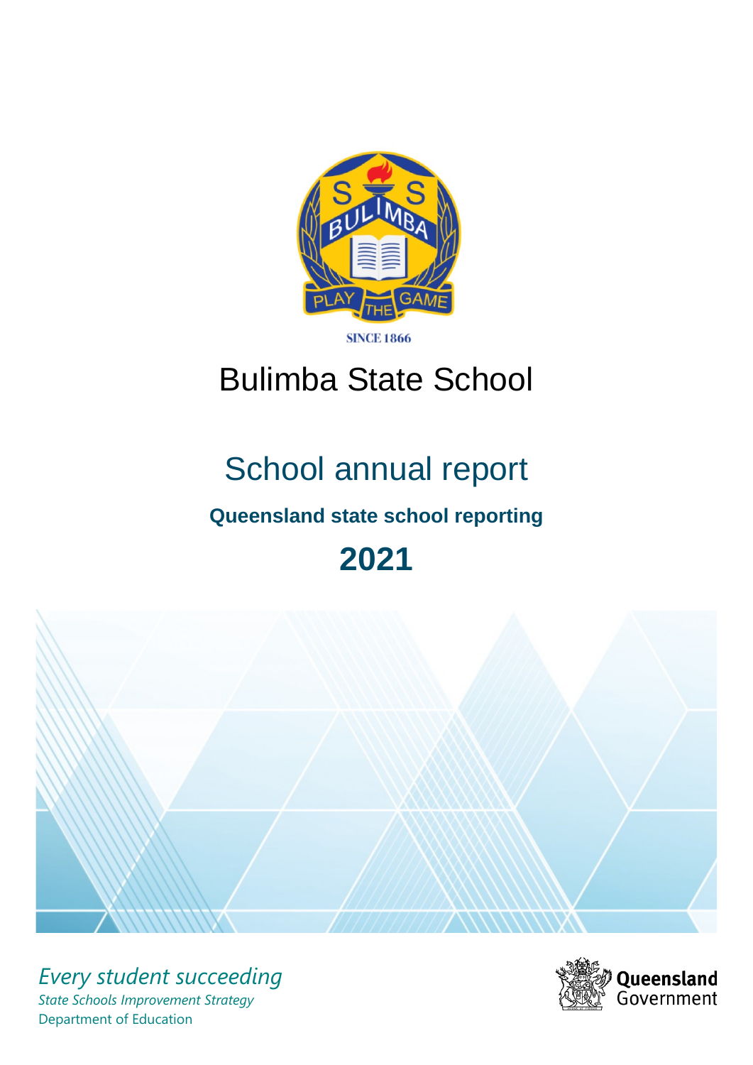SINCE 1866

# Bulimba State School

## School annual report

### Queensland state school reporting

## 2021

*Every student succeeding*

*State Schools Improvement Strategy*

Department of Education

Queensland Government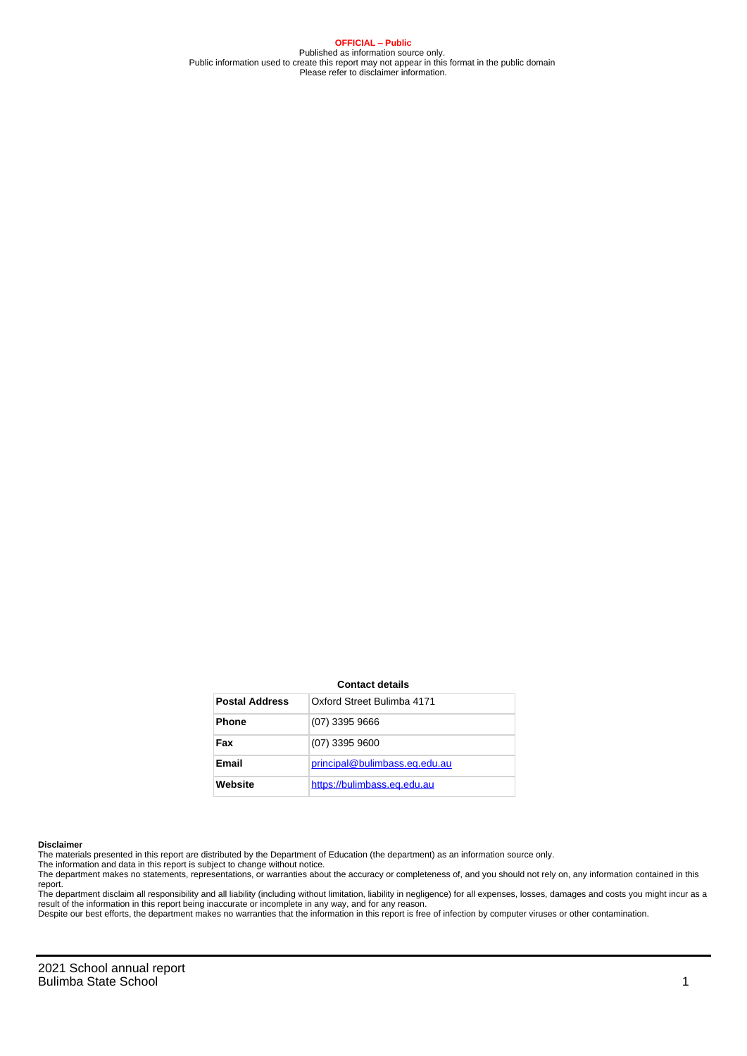**OFFICIAL – Public**
Published as information source only.
Public information used to create this report may not appear in this format in the public domain
Please refer to disclaimer information.

**Contact details**

| **Postal Address** | Oxford Street Bulimba 4171 |
|---|---|
| **Phone** | (07) 3395 9666 |
| **Fax** | (07) 3395 9600 |
| **Email** | principal@bulimbass.eq.edu.au |
| **Website** | https://bulimbass.eq.edu.au |

**Disclaimer**

The materials presented in this report are distributed by the Department of Education (the department) as an information source only.
The information and data in this report is subject to change without notice.
The department makes no statements, representations, or warranties about the accuracy or completeness of, and you should not rely on, any information contained in this report.
The department disclaim all responsibility and all liability (including without limitation, liability in negligence) for all expenses, losses, damages and costs you might incur as a result of the information in this report being inaccurate or incomplete in any way, and for any reason.
Despite our best efforts, the department makes no warranties that the information in this report is free of infection by computer viruses or other contamination.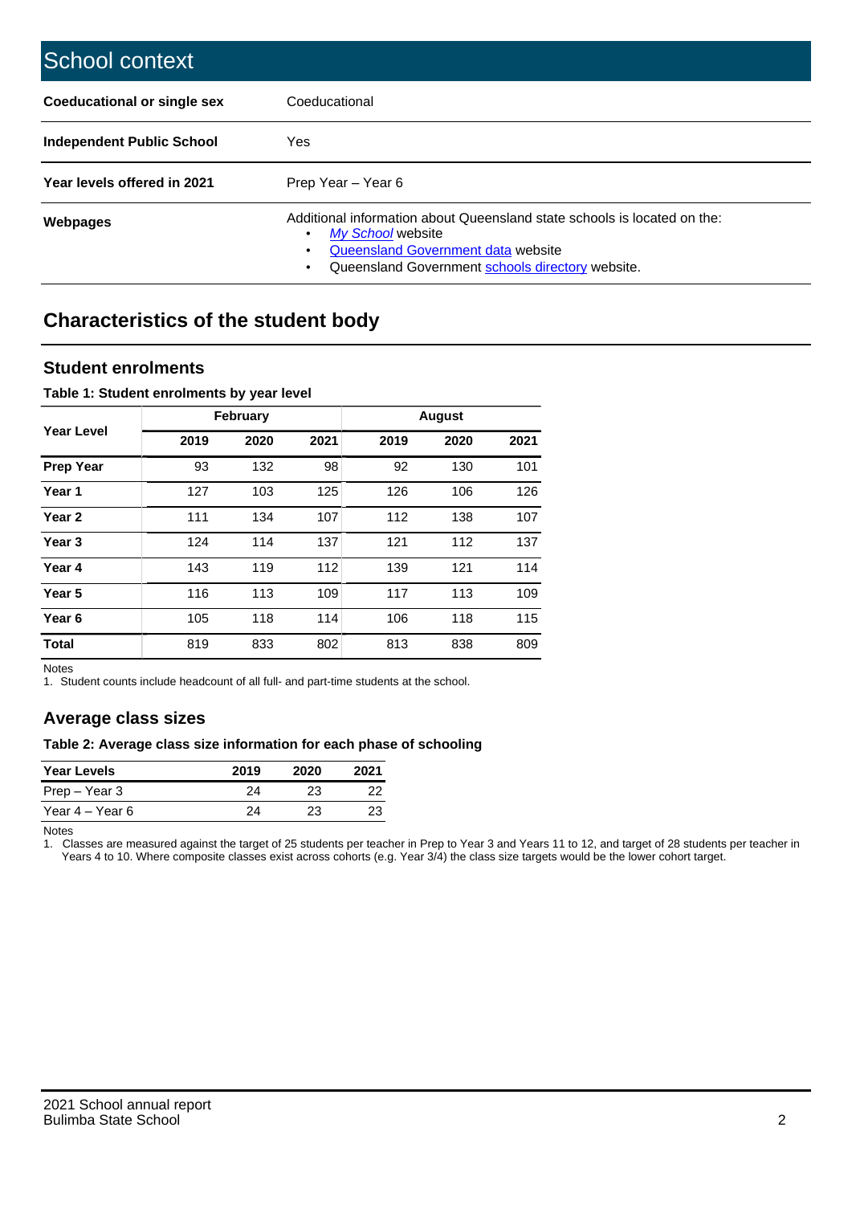# School context

| | |
|---|---|
| **Coeducational or single sex** | Coeducational |
| **Independent Public School** | Yes |
| **Year levels offered in 2021** | Prep Year – Year 6 |
| **Webpages** | Additional information about Queensland state schools is located on the: • *My School* website • Queensland Government data website • Queensland Government schools directory website. |

## Characteristics of the student body

### Student enrolments

**Table 1: Student enrolments by year level**

| Year Level | February | | | August | | |
|---|---|---|---|---|---|---|
| | 2019 | 2020 | 2021 | 2019 | 2020 | 2021 |
| **Prep Year** | 93 | 132 | 98 | 92 | 130 | 101 |
| **Year 1** | 127 | 103 | 125 | 126 | 106 | 126 |
| **Year 2** | 111 | 134 | 107 | 112 | 138 | 107 |
| **Year 3** | 124 | 114 | 137 | 121 | 112 | 137 |
| **Year 4** | 143 | 119 | 112 | 139 | 121 | 114 |
| **Year 5** | 116 | 113 | 109 | 117 | 113 | 109 |
| **Year 6** | 105 | 118 | 114 | 106 | 118 | 115 |
| **Total** | 819 | 833 | 802 | 813 | 838 | 809 |

Notes
1. Student counts include headcount of all full- and part-time students at the school.

### Average class sizes

**Table 2: Average class size information for each phase of schooling**

| Year Levels | 2019 | 2020 | 2021 |
|---|---|---|---|
| Prep – Year 3 | 24 | 23 | 22 |
| Year 4 – Year 6 | 24 | 23 | 23 |

Notes
1. Classes are measured against the target of 25 students per teacher in Prep to Year 3 and Years 11 to 12, and target of 28 students per teacher in Years 4 to 10. Where composite classes exist across cohorts (e.g. Year 3/4) the class size targets would be the lower cohort target.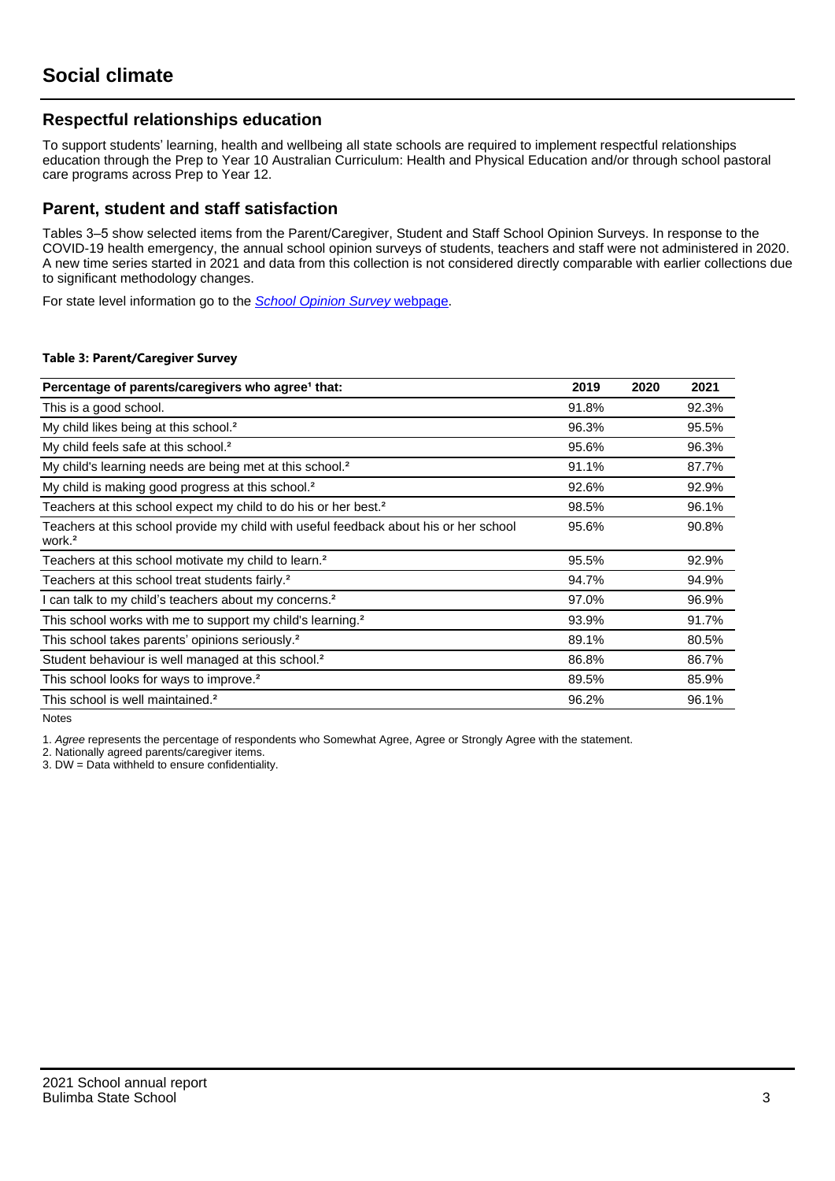# Social climate

## Respectful relationships education

To support students' learning, health and wellbeing all state schools are required to implement respectful relationships education through the Prep to Year 10 Australian Curriculum: Health and Physical Education and/or through school pastoral care programs across Prep to Year 12.

## Parent, student and staff satisfaction

Tables 3–5 show selected items from the Parent/Caregiver, Student and Staff School Opinion Surveys. In response to the COVID-19 health emergency, the annual school opinion surveys of students, teachers and staff were not administered in 2020. A new time series started in 2021 and data from this collection is not considered directly comparable with earlier collections due to significant methodology changes.

For state level information go to the *School Opinion Survey* webpage.

**Table 3: Parent/Caregiver Survey**

| Percentage of parents/caregivers who agree[1] that: | 2019 | 2020 | 2021 |
|---|---|---|---|
| This is a good school. | 91.8% | | 92.3% |
| My child likes being at this school.[2] | 96.3% | | 95.5% |
| My child feels safe at this school.[2] | 95.6% | | 96.3% |
| My child's learning needs are being met at this school.[2] | 91.1% | | 87.7% |
| My child is making good progress at this school.[2] | 92.6% | | 92.9% |
| Teachers at this school expect my child to do his or her best.[2] | 98.5% | | 96.1% |
| Teachers at this school provide my child with useful feedback about his or her school work.[2] | 95.6% | | 90.8% |
| Teachers at this school motivate my child to learn.[2] | 95.5% | | 92.9% |
| Teachers at this school treat students fairly.[2] | 94.7% | | 94.9% |
| I can talk to my child's teachers about my concerns.[2] | 97.0% | | 96.9% |
| This school works with me to support my child's learning.[2] | 93.9% | | 91.7% |
| This school takes parents' opinions seriously.[2] | 89.1% | | 80.5% |
| Student behaviour is well managed at this school.[2] | 86.8% | | 86.7% |
| This school looks for ways to improve.[2] | 89.5% | | 85.9% |
| This school is well maintained.[2] | 96.2% | | 96.1% |

Notes

1. *Agree* represents the percentage of respondents who Somewhat Agree, Agree or Strongly Agree with the statement.
2. Nationally agreed parents/caregiver items.
3. DW = Data withheld to ensure confidentiality.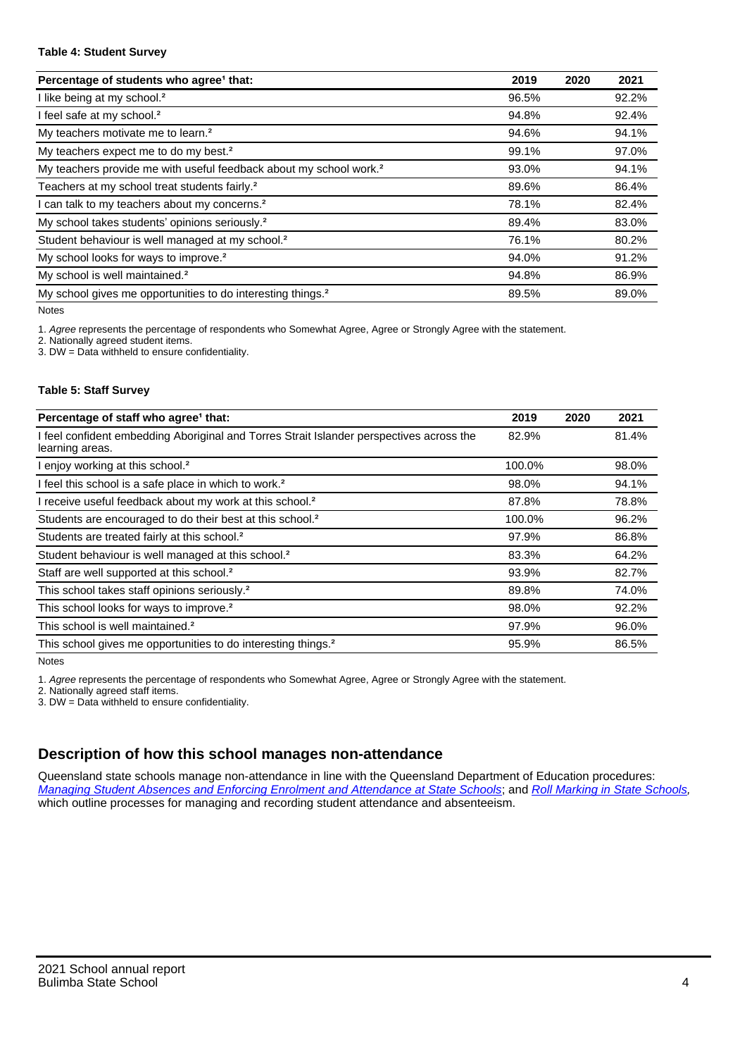**Table 4: Student Survey**

| Percentage of students who agree[1] that: | 2019 | 2020 | 2021 |
|---|---|---|---|
| I like being at my school.[2] | 96.5% | | 92.2% |
| I feel safe at my school.[2] | 94.8% | | 92.4% |
| My teachers motivate me to learn.[2] | 94.6% | | 94.1% |
| My teachers expect me to do my best.[2] | 99.1% | | 97.0% |
| My teachers provide me with useful feedback about my school work.[2] | 93.0% | | 94.1% |
| Teachers at my school treat students fairly.[2] | 89.6% | | 86.4% |
| I can talk to my teachers about my concerns.[2] | 78.1% | | 82.4% |
| My school takes students' opinions seriously.[2] | 89.4% | | 83.0% |
| Student behaviour is well managed at my school.[2] | 76.1% | | 80.2% |
| My school looks for ways to improve.[2] | 94.0% | | 91.2% |
| My school is well maintained.[2] | 94.8% | | 86.9% |
| My school gives me opportunities to do interesting things.[2] | 89.5% | | 89.0% |

Notes

1. *Agree* represents the percentage of respondents who Somewhat Agree, Agree or Strongly Agree with the statement.
2. Nationally agreed student items.
3. DW = Data withheld to ensure confidentiality.

**Table 5: Staff Survey**

| Percentage of staff who agree[1] that: | 2019 | 2020 | 2021 |
|---|---|---|---|
| I feel confident embedding Aboriginal and Torres Strait Islander perspectives across the learning areas. | 82.9% | | 81.4% |
| I enjoy working at this school.[2] | 100.0% | | 98.0% |
| I feel this school is a safe place in which to work.[2] | 98.0% | | 94.1% |
| I receive useful feedback about my work at this school.[2] | 87.8% | | 78.8% |
| Students are encouraged to do their best at this school.[2] | 100.0% | | 96.2% |
| Students are treated fairly at this school.[2] | 97.9% | | 86.8% |
| Student behaviour is well managed at this school.[2] | 83.3% | | 64.2% |
| Staff are well supported at this school.[2] | 93.9% | | 82.7% |
| This school takes staff opinions seriously.[2] | 89.8% | | 74.0% |
| This school looks for ways to improve.[2] | 98.0% | | 92.2% |
| This school is well maintained.[2] | 97.9% | | 96.0% |
| This school gives me opportunities to do interesting things.[2] | 95.9% | | 86.5% |

Notes

1. *Agree* represents the percentage of respondents who Somewhat Agree, Agree or Strongly Agree with the statement.
2. Nationally agreed staff items.
3. DW = Data withheld to ensure confidentiality.

## Description of how this school manages non-attendance

Queensland state schools manage non-attendance in line with the Queensland Department of Education procedures: *Managing Student Absences and Enforcing Enrolment and Attendance at State Schools*; and *Roll Marking in State Schools*, which outline processes for managing and recording student attendance and absenteeism.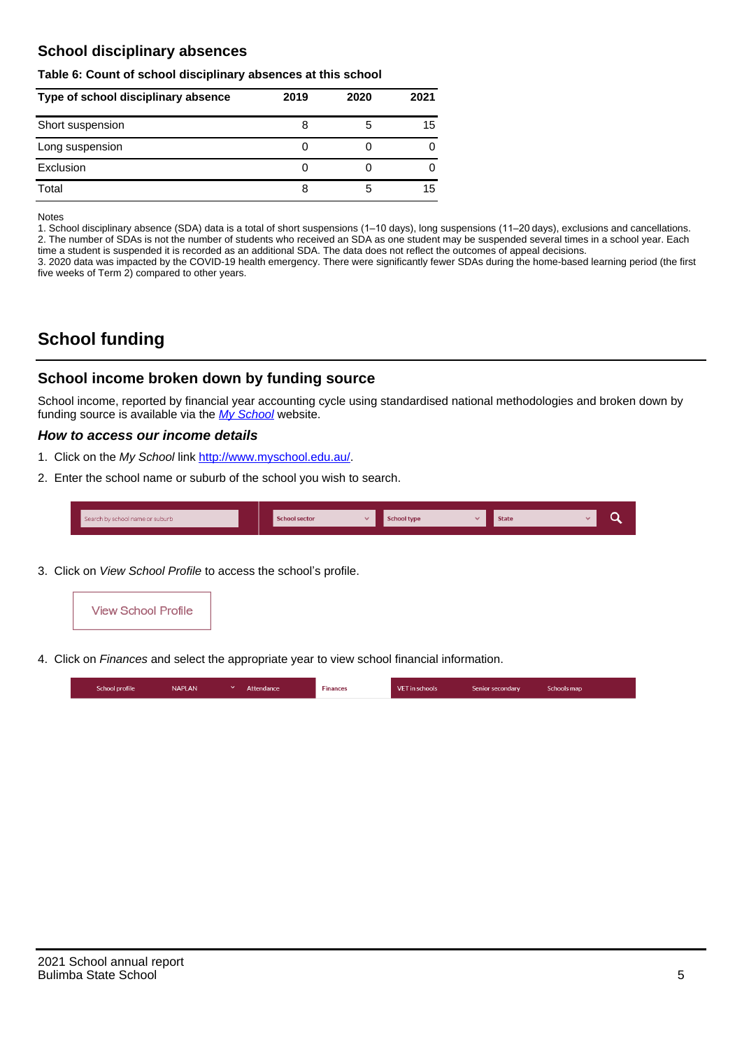## School disciplinary absences

**Table 6: Count of school disciplinary absences at this school**

| Type of school disciplinary absence | 2019 | 2020 | 2021 |
|---|---|---|---|
| Short suspension | 8 | 5 | 15 |
| Long suspension | 0 | 0 | 0 |
| Exclusion | 0 | 0 | 0 |
| Total | 8 | 5 | 15 |

Notes

1. School disciplinary absence (SDA) data is a total of short suspensions (1–10 days), long suspensions (11–20 days), exclusions and cancellations.
2. The number of SDAs is not the number of students who received an SDA as one student may be suspended several times in a school year. Each time a student is suspended it is recorded as an additional SDA. The data does not reflect the outcomes of appeal decisions.
3. 2020 data was impacted by the COVID-19 health emergency. There were significantly fewer SDAs during the home-based learning period (the first five weeks of Term 2) compared to other years.

# School funding

## School income broken down by funding source

School income, reported by financial year accounting cycle using standardised national methodologies and broken down by funding source is available via the *My School* website.

### *How to access our income details*

1. Click on the *My School* link http://www.myschool.edu.au/.
2. Enter the school name or suburb of the school you wish to search.

Search by school name or suburb | School sector | School type | State

3. Click on *View School Profile* to access the school's profile.

View School Profile

4. Click on *Finances* and select the appropriate year to view school financial information.

School profile | NAPLAN | Attendance | Finances | VET in schools | Senior secondary | Schools map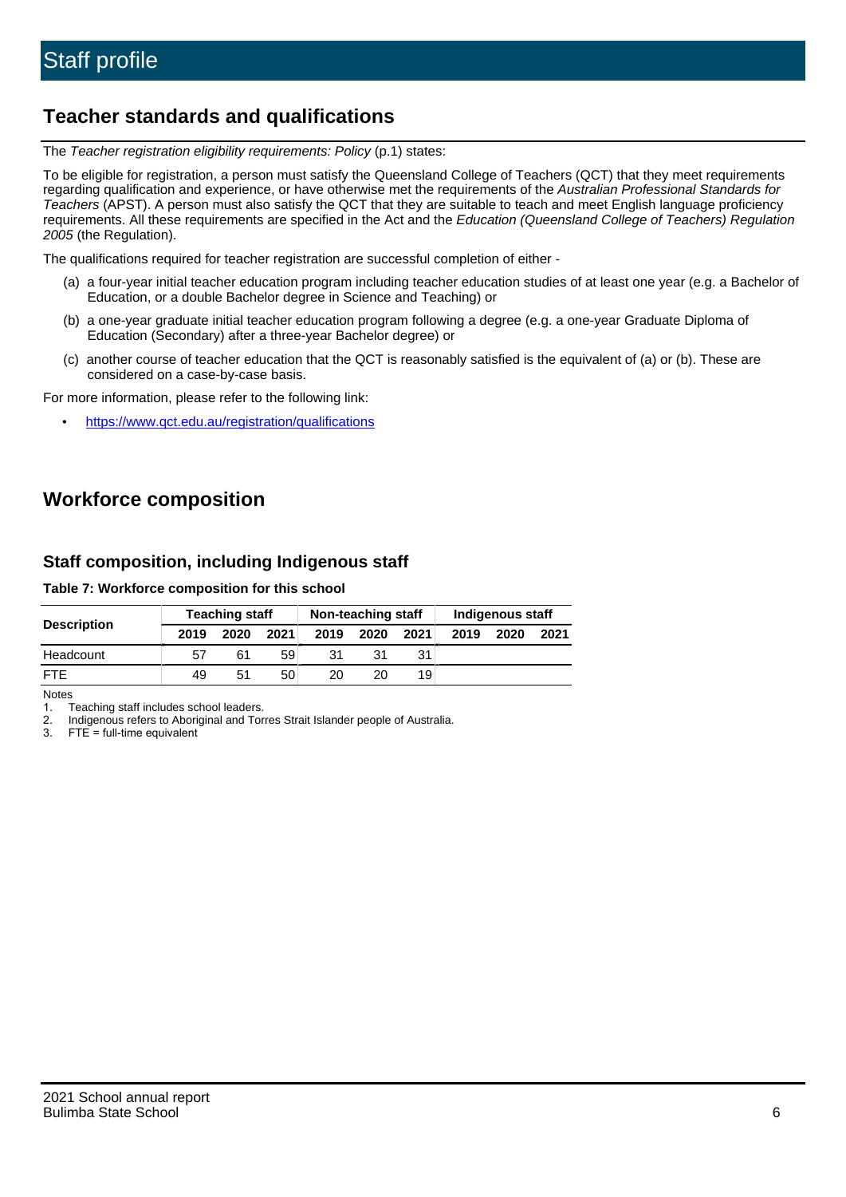# Staff profile

## Teacher standards and qualifications

The *Teacher registration eligibility requirements: Policy* (p.1) states:

To be eligible for registration, a person must satisfy the Queensland College of Teachers (QCT) that they meet requirements regarding qualification and experience, or have otherwise met the requirements of the *Australian Professional Standards for Teachers* (APST). A person must also satisfy the QCT that they are suitable to teach and meet English language proficiency requirements. All these requirements are specified in the Act and the *Education (Queensland College of Teachers) Regulation 2005* (the Regulation).

The qualifications required for teacher registration are successful completion of either -

(a) a four-year initial teacher education program including teacher education studies of at least one year (e.g. a Bachelor of Education, or a double Bachelor degree in Science and Teaching) or

(b) a one-year graduate initial teacher education program following a degree (e.g. a one-year Graduate Diploma of Education (Secondary) after a three-year Bachelor degree) or

(c) another course of teacher education that the QCT is reasonably satisfied is the equivalent of (a) or (b). These are considered on a case-by-case basis.

For more information, please refer to the following link:

- https://www.qct.edu.au/registration/qualifications

## Workforce composition

### Staff composition, including Indigenous staff

**Table 7: Workforce composition for this school**

| Description | Teaching staff | | | Non-teaching staff | | | Indigenous staff | | |
|---|---|---|---|---|---|---|---|---|---|
| | 2019 | 2020 | 2021 | 2019 | 2020 | 2021 | 2019 | 2020 | 2021 |
| Headcount | 57 | 61 | 59 | 31 | 31 | 31 | | | |
| FTE | 49 | 51 | 50 | 20 | 20 | 19 | | | |

Notes

1. Teaching staff includes school leaders.
2. Indigenous refers to Aboriginal and Torres Strait Islander people of Australia.
3. FTE = full-time equivalent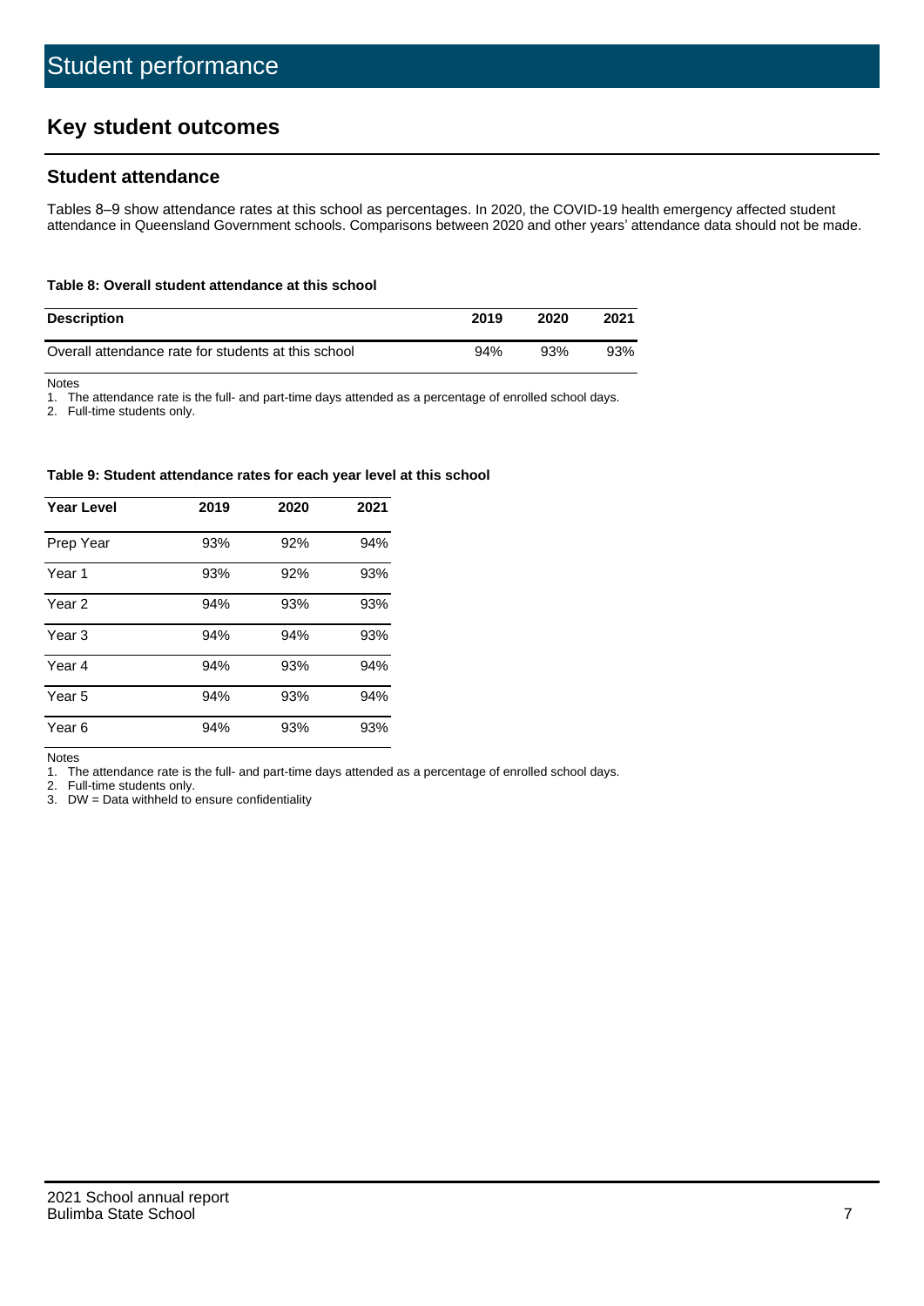# Student performance

## Key student outcomes

### Student attendance

Tables 8–9 show attendance rates at this school as percentages. In 2020, the COVID-19 health emergency affected student attendance in Queensland Government schools. Comparisons between 2020 and other years' attendance data should not be made.

**Table 8: Overall student attendance at this school**

| Description | 2019 | 2020 | 2021 |
|---|---|---|---|
| Overall attendance rate for students at this school | 94% | 93% | 93% |

Notes
1. The attendance rate is the full- and part-time days attended as a percentage of enrolled school days.
2. Full-time students only.

**Table 9: Student attendance rates for each year level at this school**

| Year Level | 2019 | 2020 | 2021 |
|---|---|---|---|
| Prep Year | 93% | 92% | 94% |
| Year 1 | 93% | 92% | 93% |
| Year 2 | 94% | 93% | 93% |
| Year 3 | 94% | 94% | 93% |
| Year 4 | 94% | 93% | 94% |
| Year 5 | 94% | 93% | 94% |
| Year 6 | 94% | 93% | 93% |

Notes
1. The attendance rate is the full- and part-time days attended as a percentage of enrolled school days.
2. Full-time students only.
3. DW = Data withheld to ensure confidentiality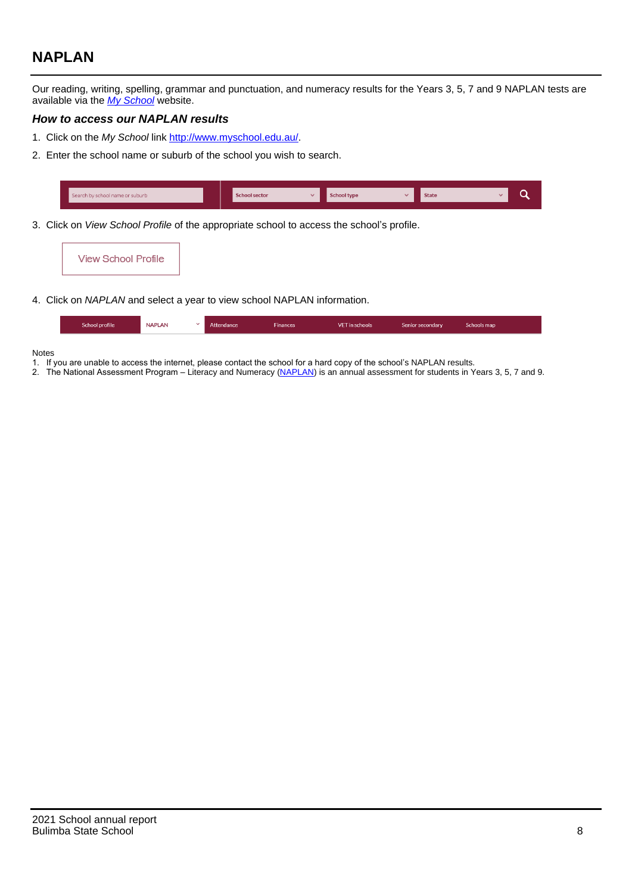## NAPLAN

Our reading, writing, spelling, grammar and punctuation, and numeracy results for the Years 3, 5, 7 and 9 NAPLAN tests are available via the *My School* website.

### *How to access our NAPLAN results*

1. Click on the *My School* link http://www.myschool.edu.au/.
2. Enter the school name or suburb of the school you wish to search.

Search by school name or suburb | School sector | School type | State

3. Click on *View School Profile* of the appropriate school to access the school's profile.

View School Profile

4. Click on *NAPLAN* and select a year to view school NAPLAN information.

School profile | NAPLAN | Attendance | Finances | VET in schools | Senior secondary | Schools map

Notes
1. If you are unable to access the internet, please contact the school for a hard copy of the school's NAPLAN results.
2. The National Assessment Program – Literacy and Numeracy (NAPLAN) is an annual assessment for students in Years 3, 5, 7 and 9.